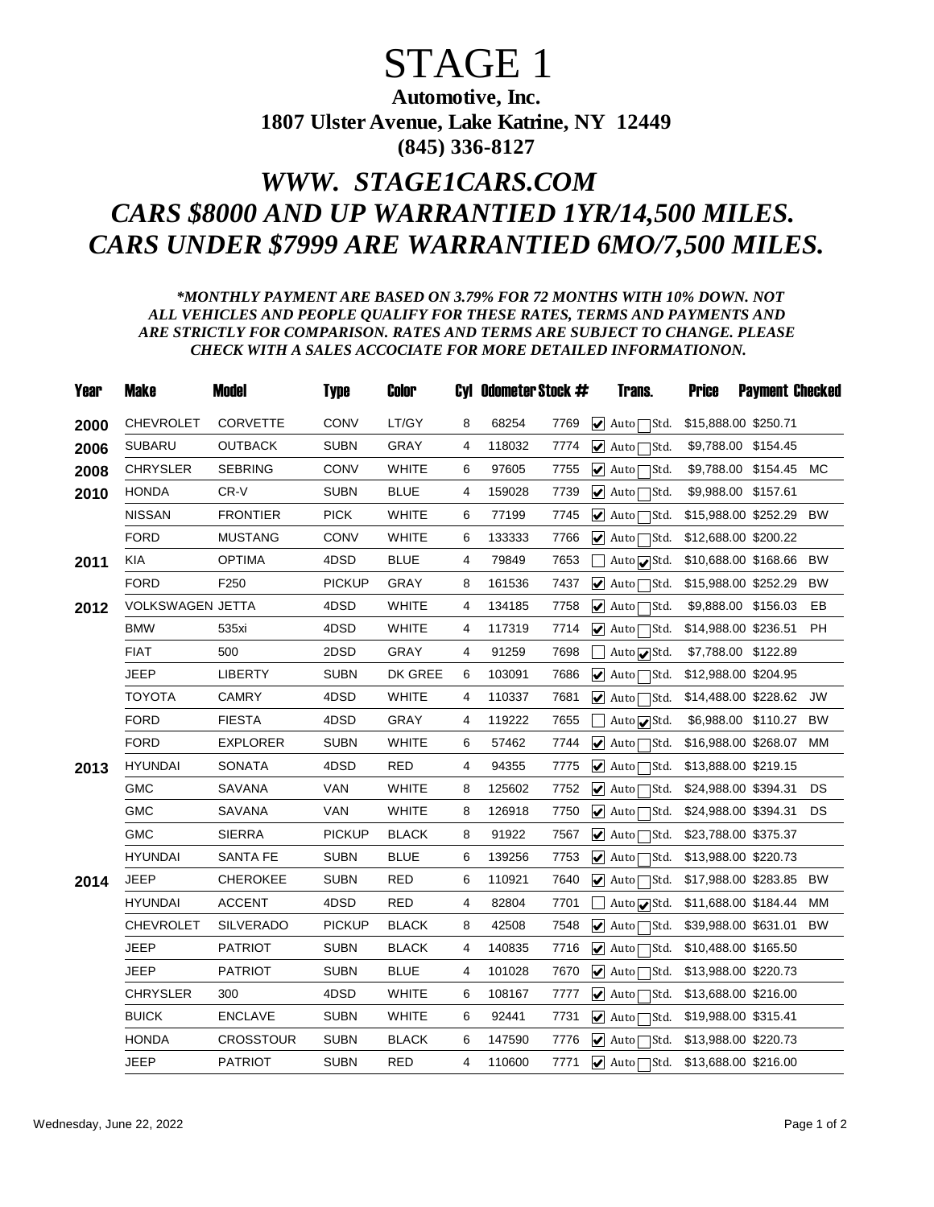# STAGE 1

**Automotive, Inc.**
**1807 Ulster Avenue, Lake Katrine, NY 12449**
**(845) 336-8127**

## *WWW. STAGE1CARS.COM*
## *CARS $8000 AND UP WARRANTIED 1YR/14,500 MILES.*
## *CARS UNDER $7999 ARE WARRANTIED 6MO/7,500 MILES.*

***MONTHLY PAYMENT ARE BASED ON 3.79% FOR 72 MONTHS WITH 10% DOWN. NOT ALL VEHICLES AND PEOPLE QUALIFY FOR THESE RATES, TERMS AND PAYMENTS AND ARE STRICTLY FOR COMPARISON. RATES AND TERMS ARE SUBJECT TO CHANGE. PLEASE CHECK WITH A SALES ACCOCIATE FOR MORE DETAILED INFORMATIONON.***

| Year | Make | Model | Type | Color | Cyl | Odometer | Stock # | Trans. | Price | Payment | Checked |
|---|---|---|---|---|---|---|---|---|---|---|---|
| 2000 | CHEVROLET | CORVETTE | CONV | LT/GY | 8 | 68254 | 7769 | ☑ Auto ☐ Std. | $15,888.00 | $250.71 | |
| 2006 | SUBARU | OUTBACK | SUBN | GRAY | 4 | 118032 | 7774 | ☑ Auto ☐ Std. | $9,788.00 | $154.45 | |
| 2008 | CHRYSLER | SEBRING | CONV | WHITE | 6 | 97605 | 7755 | ☑ Auto ☐ Std. | $9,788.00 | $154.45 | MC |
| 2010 | HONDA | CR-V | SUBN | BLUE | 4 | 159028 | 7739 | ☑ Auto ☐ Std. | $9,988.00 | $157.61 | |
| | NISSAN | FRONTIER | PICK | WHITE | 6 | 77199 | 7745 | ☑ Auto ☐ Std. | $15,988.00 | $252.29 | BW |
| | FORD | MUSTANG | CONV | WHITE | 6 | 133333 | 7766 | ☑ Auto ☐ Std. | $12,688.00 | $200.22 | |
| 2011 | KIA | OPTIMA | 4DSD | BLUE | 4 | 79849 | 7653 | ☐ Auto ☑ Std. | $10,688.00 | $168.66 | BW |
| | FORD | F250 | PICKUP | GRAY | 8 | 161536 | 7437 | ☑ Auto ☐ Std. | $15,988.00 | $252.29 | BW |
| 2012 | VOLKSWAGEN | JETTA | 4DSD | WHITE | 4 | 134185 | 7758 | ☑ Auto ☐ Std. | $9,888.00 | $156.03 | EB |
| | BMW | 535xi | 4DSD | WHITE | 4 | 117319 | 7714 | ☑ Auto ☐ Std. | $14,988.00 | $236.51 | PH |
| | FIAT | 500 | 2DSD | GRAY | 4 | 91259 | 7698 | ☐ Auto ☑ Std. | $7,788.00 | $122.89 | |
| | JEEP | LIBERTY | SUBN | DK GREE | 6 | 103091 | 7686 | ☑ Auto ☐ Std. | $12,988.00 | $204.95 | |
| | TOYOTA | CAMRY | 4DSD | WHITE | 4 | 110337 | 7681 | ☑ Auto ☐ Std. | $14,488.00 | $228.62 | JW |
| | FORD | FIESTA | 4DSD | GRAY | 4 | 119222 | 7655 | ☐ Auto ☑ Std. | $6,988.00 | $110.27 | BW |
| | FORD | EXPLORER | SUBN | WHITE | 6 | 57462 | 7744 | ☑ Auto ☐ Std. | $16,988.00 | $268.07 | MM |
| 2013 | HYUNDAI | SONATA | 4DSD | RED | 4 | 94355 | 7775 | ☑ Auto ☐ Std. | $13,888.00 | $219.15 | |
| | GMC | SAVANA | VAN | WHITE | 8 | 125602 | 7752 | ☑ Auto ☐ Std. | $24,988.00 | $394.31 | DS |
| | GMC | SAVANA | VAN | WHITE | 8 | 126918 | 7750 | ☑ Auto ☐ Std. | $24,988.00 | $394.31 | DS |
| | GMC | SIERRA | PICKUP | BLACK | 8 | 91922 | 7567 | ☑ Auto ☐ Std. | $23,788.00 | $375.37 | |
| | HYUNDAI | SANTA FE | SUBN | BLUE | 6 | 139256 | 7753 | ☑ Auto ☐ Std. | $13,988.00 | $220.73 | |
| 2014 | JEEP | CHEROKEE | SUBN | RED | 6 | 110921 | 7640 | ☑ Auto ☐ Std. | $17,988.00 | $283.85 | BW |
| | HYUNDAI | ACCENT | 4DSD | RED | 4 | 82804 | 7701 | ☐ Auto ☑ Std. | $11,688.00 | $184.44 | MM |
| | CHEVROLET | SILVERADO | PICKUP | BLACK | 8 | 42508 | 7548 | ☑ Auto ☐ Std. | $39,988.00 | $631.01 | BW |
| | JEEP | PATRIOT | SUBN | BLACK | 4 | 140835 | 7716 | ☑ Auto ☐ Std. | $10,488.00 | $165.50 | |
| | JEEP | PATRIOT | SUBN | BLUE | 4 | 101028 | 7670 | ☑ Auto ☐ Std. | $13,988.00 | $220.73 | |
| | CHRYSLER | 300 | 4DSD | WHITE | 6 | 108167 | 7777 | ☑ Auto ☐ Std. | $13,688.00 | $216.00 | |
| | BUICK | ENCLAVE | SUBN | WHITE | 6 | 92441 | 7731 | ☑ Auto ☐ Std. | $19,988.00 | $315.41 | |
| | HONDA | CROSSTOUR | SUBN | BLACK | 6 | 147590 | 7776 | ☑ Auto ☐ Std. | $13,988.00 | $220.73 | |
| | JEEP | PATRIOT | SUBN | RED | 4 | 110600 | 7771 | ☑ Auto ☐ Std. | $13,688.00 | $216.00 | |

Wednesday, June 22, 2022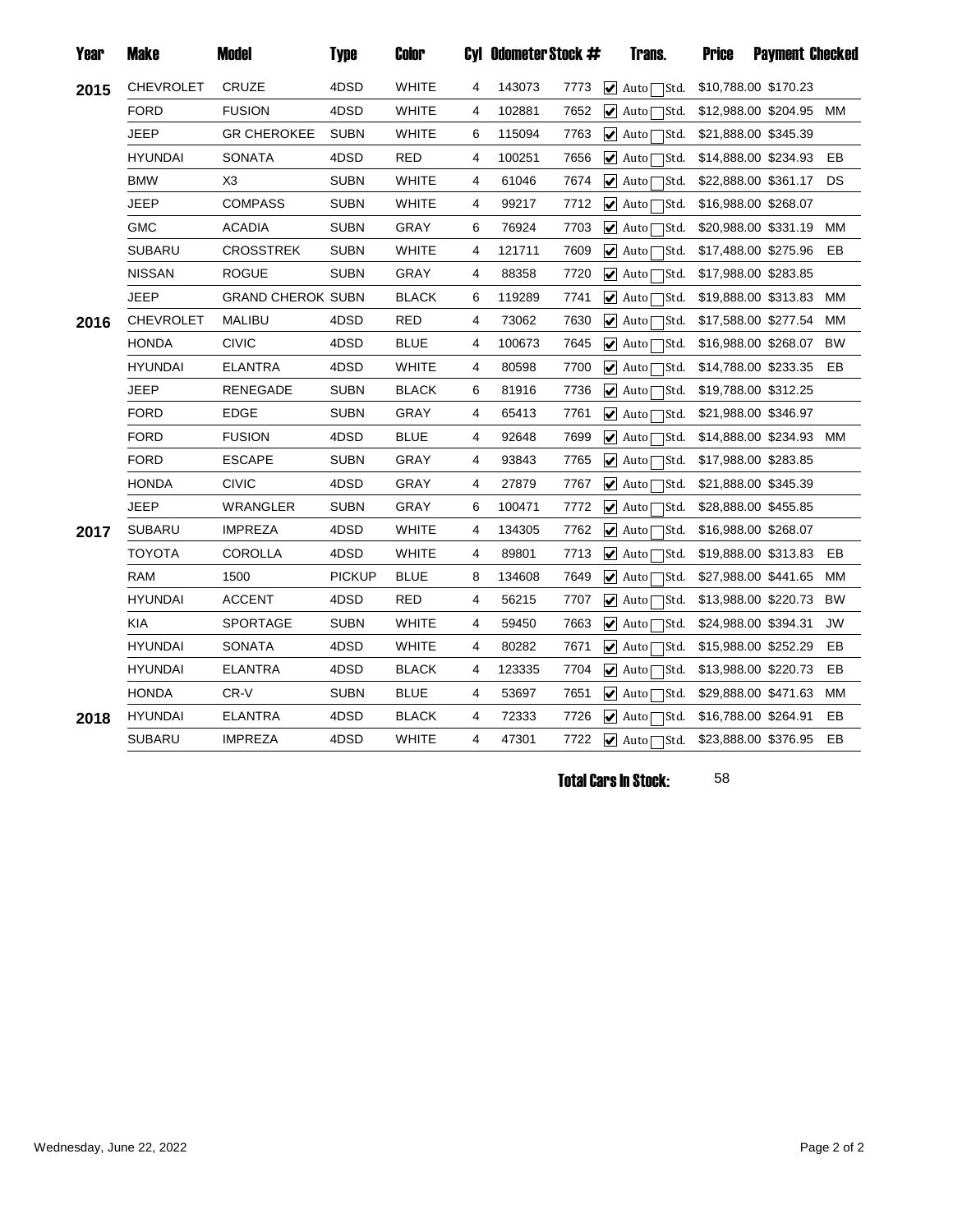| Year | Make | Model | Type | Color | Cyl | Odometer | Stock # | Trans. | Price | Payment | Checked |
| --- | --- | --- | --- | --- | --- | --- | --- | --- | --- | --- | --- |
| 2015 | CHEVROLET | CRUZE | 4DSD | WHITE | 4 | 143073 | 7773 | ☑ Auto ☐ Std. | $10,788.00 | $170.23 | |
| | FORD | FUSION | 4DSD | WHITE | 4 | 102881 | 7652 | ☑ Auto ☐ Std. | $12,988.00 | $204.95 | MM |
| | JEEP | GR CHEROKEE | SUBN | WHITE | 6 | 115094 | 7763 | ☑ Auto ☐ Std. | $21,888.00 | $345.39 | |
| | HYUNDAI | SONATA | 4DSD | RED | 4 | 100251 | 7656 | ☑ Auto ☐ Std. | $14,888.00 | $234.93 | EB |
| | BMW | X3 | SUBN | WHITE | 4 | 61046 | 7674 | ☑ Auto ☐ Std. | $22,888.00 | $361.17 | DS |
| | JEEP | COMPASS | SUBN | WHITE | 4 | 99217 | 7712 | ☑ Auto ☐ Std. | $16,988.00 | $268.07 | |
| | GMC | ACADIA | SUBN | GRAY | 6 | 76924 | 7703 | ☑ Auto ☐ Std. | $20,988.00 | $331.19 | MM |
| | SUBARU | CROSSTREK | SUBN | WHITE | 4 | 121711 | 7609 | ☑ Auto ☐ Std. | $17,488.00 | $275.96 | EB |
| | NISSAN | ROGUE | SUBN | GRAY | 4 | 88358 | 7720 | ☑ Auto ☐ Std. | $17,988.00 | $283.85 | |
| | JEEP | GRAND CHEROK | SUBN | BLACK | 6 | 119289 | 7741 | ☑ Auto ☐ Std. | $19,888.00 | $313.83 | MM |
| 2016 | CHEVROLET | MALIBU | 4DSD | RED | 4 | 73062 | 7630 | ☑ Auto ☐ Std. | $17,588.00 | $277.54 | MM |
| | HONDA | CIVIC | 4DSD | BLUE | 4 | 100673 | 7645 | ☑ Auto ☐ Std. | $16,988.00 | $268.07 | BW |
| | HYUNDAI | ELANTRA | 4DSD | WHITE | 4 | 80598 | 7700 | ☑ Auto ☐ Std. | $14,788.00 | $233.35 | EB |
| | JEEP | RENEGADE | SUBN | BLACK | 6 | 81916 | 7736 | ☑ Auto ☐ Std. | $19,788.00 | $312.25 | |
| | FORD | EDGE | SUBN | GRAY | 4 | 65413 | 7761 | ☑ Auto ☐ Std. | $21,988.00 | $346.97 | |
| | FORD | FUSION | 4DSD | BLUE | 4 | 92648 | 7699 | ☑ Auto ☐ Std. | $14,888.00 | $234.93 | MM |
| | FORD | ESCAPE | SUBN | GRAY | 4 | 93843 | 7765 | ☑ Auto ☐ Std. | $17,988.00 | $283.85 | |
| | HONDA | CIVIC | 4DSD | GRAY | 4 | 27879 | 7767 | ☑ Auto ☐ Std. | $21,888.00 | $345.39 | |
| | JEEP | WRANGLER | SUBN | GRAY | 6 | 100471 | 7772 | ☑ Auto ☐ Std. | $28,888.00 | $455.85 | |
| 2017 | SUBARU | IMPREZA | 4DSD | WHITE | 4 | 134305 | 7762 | ☑ Auto ☐ Std. | $16,988.00 | $268.07 | |
| | TOYOTA | COROLLA | 4DSD | WHITE | 4 | 89801 | 7713 | ☑ Auto ☐ Std. | $19,888.00 | $313.83 | EB |
| | RAM | 1500 | PICKUP | BLUE | 8 | 134608 | 7649 | ☑ Auto ☐ Std. | $27,988.00 | $441.65 | MM |
| | HYUNDAI | ACCENT | 4DSD | RED | 4 | 56215 | 7707 | ☑ Auto ☐ Std. | $13,988.00 | $220.73 | BW |
| | KIA | SPORTAGE | SUBN | WHITE | 4 | 59450 | 7663 | ☑ Auto ☐ Std. | $24,988.00 | $394.31 | JW |
| | HYUNDAI | SONATA | 4DSD | WHITE | 4 | 80282 | 7671 | ☑ Auto ☐ Std. | $15,988.00 | $252.29 | EB |
| | HYUNDAI | ELANTRA | 4DSD | BLACK | 4 | 123335 | 7704 | ☑ Auto ☐ Std. | $13,988.00 | $220.73 | EB |
| | HONDA | CR-V | SUBN | BLUE | 4 | 53697 | 7651 | ☑ Auto ☐ Std. | $29,888.00 | $471.63 | MM |
| 2018 | HYUNDAI | ELANTRA | 4DSD | BLACK | 4 | 72333 | 7726 | ☑ Auto ☐ Std. | $16,788.00 | $264.91 | EB |
| | SUBARU | IMPREZA | 4DSD | WHITE | 4 | 47301 | 7722 | ☑ Auto ☐ Std. | $23,888.00 | $376.95 | EB |

**Total Cars In Stock:** 58

Wednesday, June 22, 2022